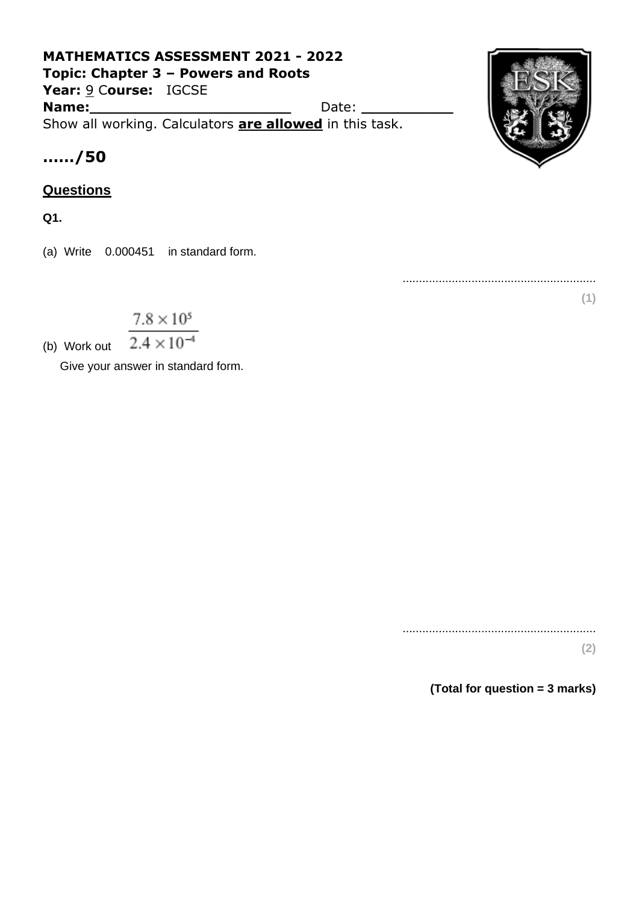**MATHEMATICS ASSESSMENT 2021 - 2022**
**Topic: Chapter 3 – Powers and Roots**
**Year:** 9 **Course:** IGCSE
**Name:**______________________ Date: __________

Show all working. Calculators **are allowed** in this task.

**....../50**

## Questions

**Q1.**

(a) Write 0.000451 in standard form.

..........................................................

**(1)**

(b) Work out $\dfrac{7.8 \times 10^5}{2.4 \times 10^{-4}}$

Give your answer in standard form.

..........................................................

**(2)**

**(Total for question = 3 marks)**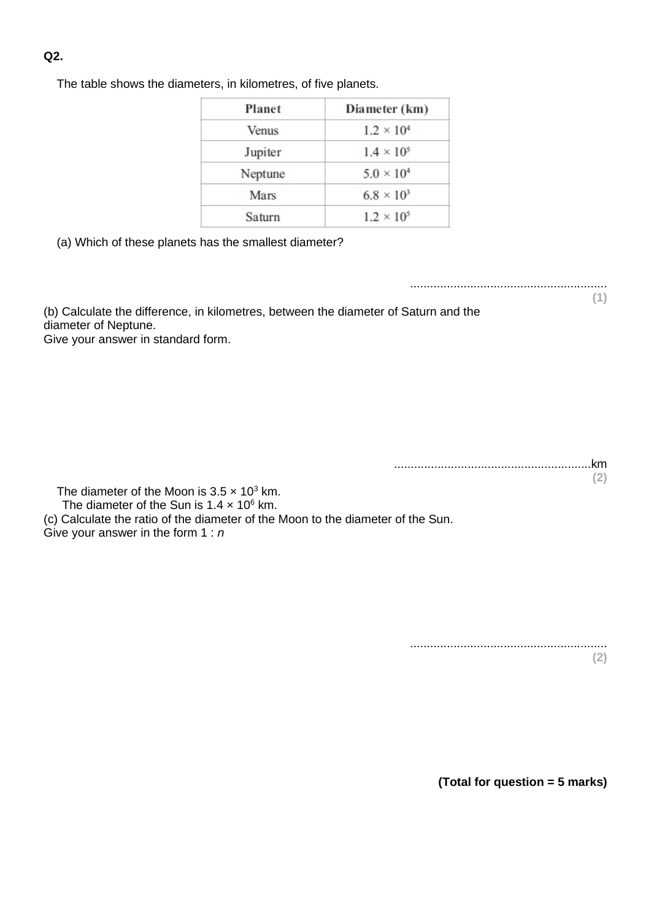**Q2.**

The table shows the diameters, in kilometres, of five planets.

| Planet | Diameter (km) |
|---|---|
| Venus | $1.2 \times 10^4$ |
| Jupiter | $1.4 \times 10^5$ |
| Neptune | $5.0 \times 10^4$ |
| Mars | $6.8 \times 10^3$ |
| Saturn | $1.2 \times 10^5$ |

(a) Which of these planets has the smallest diameter?

..........................................................

**(1)**

(b) Calculate the difference, in kilometres, between the diameter of Saturn and the diameter of Neptune.
Give your answer in standard form.

..........................................................km

**(2)**

The diameter of the Moon is $3.5 \times 10^3$ km.
The diameter of the Sun is $1.4 \times 10^6$ km.

(c) Calculate the ratio of the diameter of the Moon to the diameter of the Sun.
Give your answer in the form 1 : $n$

..........................................................

**(2)**

**(Total for question = 5 marks)**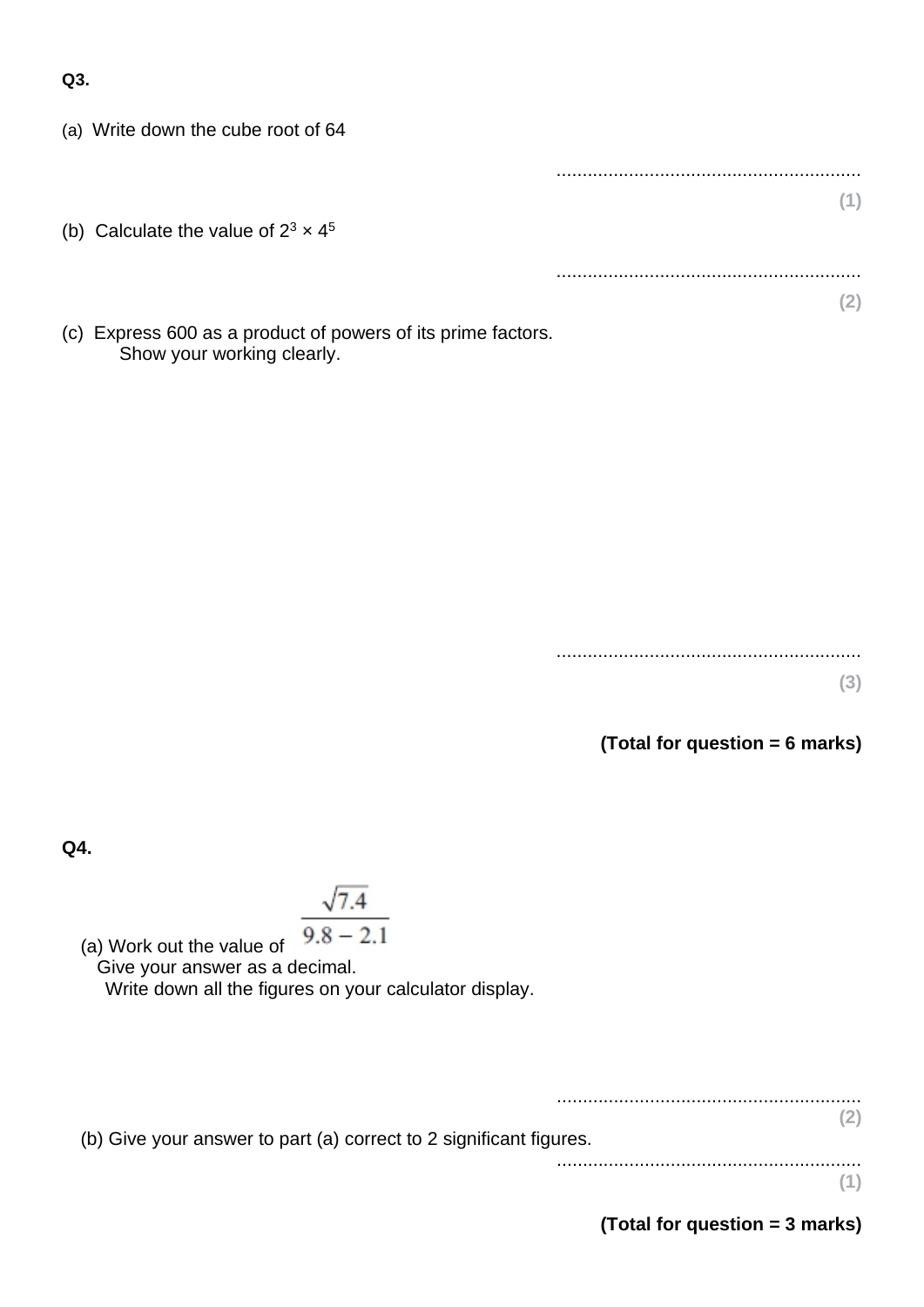**Q3.**

(a) Write down the cube root of 64

..........................................................

**(1)**

(b) Calculate the value of $2^3 \times 4^5$

..........................................................

**(2)**

(c) Express 600 as a product of powers of its prime factors.
Show your working clearly.

..........................................................

**(3)**

**(Total for question = 6 marks)**

**Q4.**

(a) Work out the value of $\dfrac{\sqrt{7.4}}{9.8 - 2.1}$

Give your answer as a decimal.
Write down all the figures on your calculator display.

..........................................................

**(2)**

(b) Give your answer to part (a) correct to 2 significant figures.

..........................................................

**(1)**

**(Total for question = 3 marks)**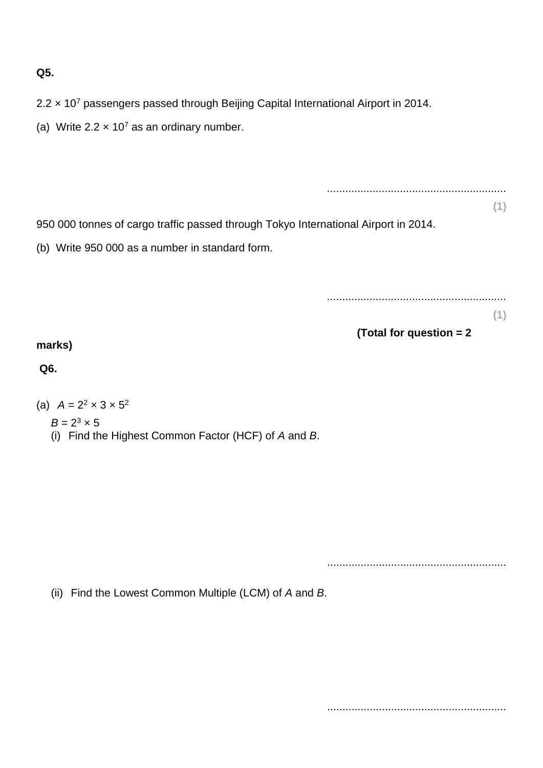**Q5.**

$2.2 \times 10^7$ passengers passed through Beijing Capital International Airport in 2014.

(a) Write $2.2 \times 10^7$ as an ordinary number.

..........................................................

**(1)**

950 000 tonnes of cargo traffic passed through Tokyo International Airport in 2014.

(b) Write 950 000 as a number in standard form.

..........................................................

**(1)**

**(Total for question = 2 marks)**

**Q6.**

(a) $A = 2^2 \times 3 \times 5^2$

$B = 2^3 \times 5$

(i) Find the Highest Common Factor (HCF) of $A$ and $B$.

..........................................................

(ii) Find the Lowest Common Multiple (LCM) of $A$ and $B$.

..........................................................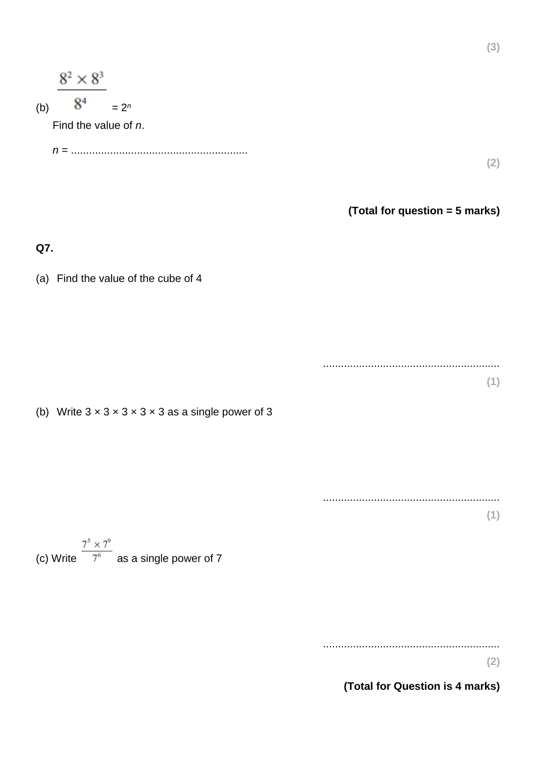(3)

(b) $\frac{8^2 \times 8^3}{8^4} = 2^n$

Find the value of $n$.

$n$ = ..........................................................

(2)

**(Total for question = 5 marks)**

**Q7.**

(a) Find the value of the cube of 4

..........................................................

(1)

(b) Write 3 × 3 × 3 × 3 × 3 as a single power of 3

..........................................................

(1)

(c) Write $\frac{7^5 \times 7^9}{7^6}$ as a single power of 7

..........................................................

(2)

**(Total for Question is 4 marks)**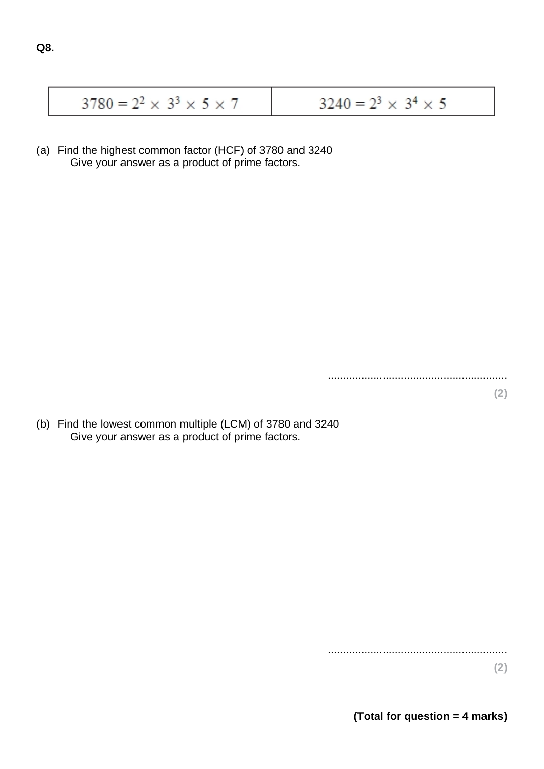**Q8.**

| $3780 = 2^2 \times 3^3 \times 5 \times 7$ | $3240 = 2^3 \times 3^4 \times 5$ |
|---|---|

(a) Find the highest common factor (HCF) of 3780 and 3240
Give your answer as a product of prime factors.

..........................................................

**(2)**

(b) Find the lowest common multiple (LCM) of 3780 and 3240
Give your answer as a product of prime factors.

..........................................................

**(2)**

**(Total for question = 4 marks)**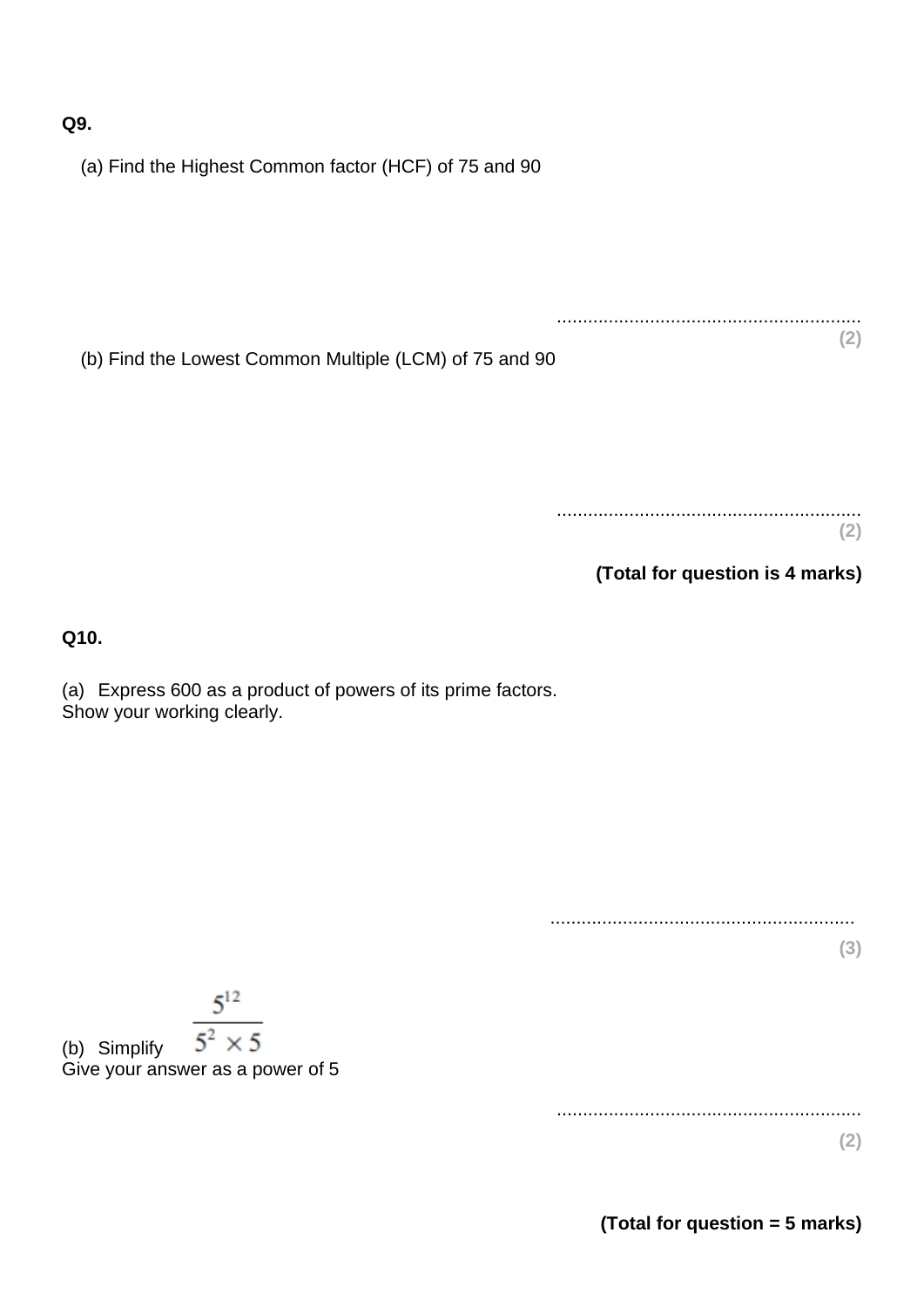**Q9.**

(a) Find the Highest Common factor (HCF) of 75 and 90

..........................................................

**(2)**

(b) Find the Lowest Common Multiple (LCM) of 75 and 90

..........................................................

**(2)**

**(Total for question is 4 marks)**

**Q10.**

(a) Express 600 as a product of powers of its prime factors.
Show your working clearly.

..........................................................

**(3)**

(b) Simplify $\dfrac{5^{12}}{5^2 \times 5}$

Give your answer as a power of 5

..........................................................

**(2)**

**(Total for question = 5 marks)**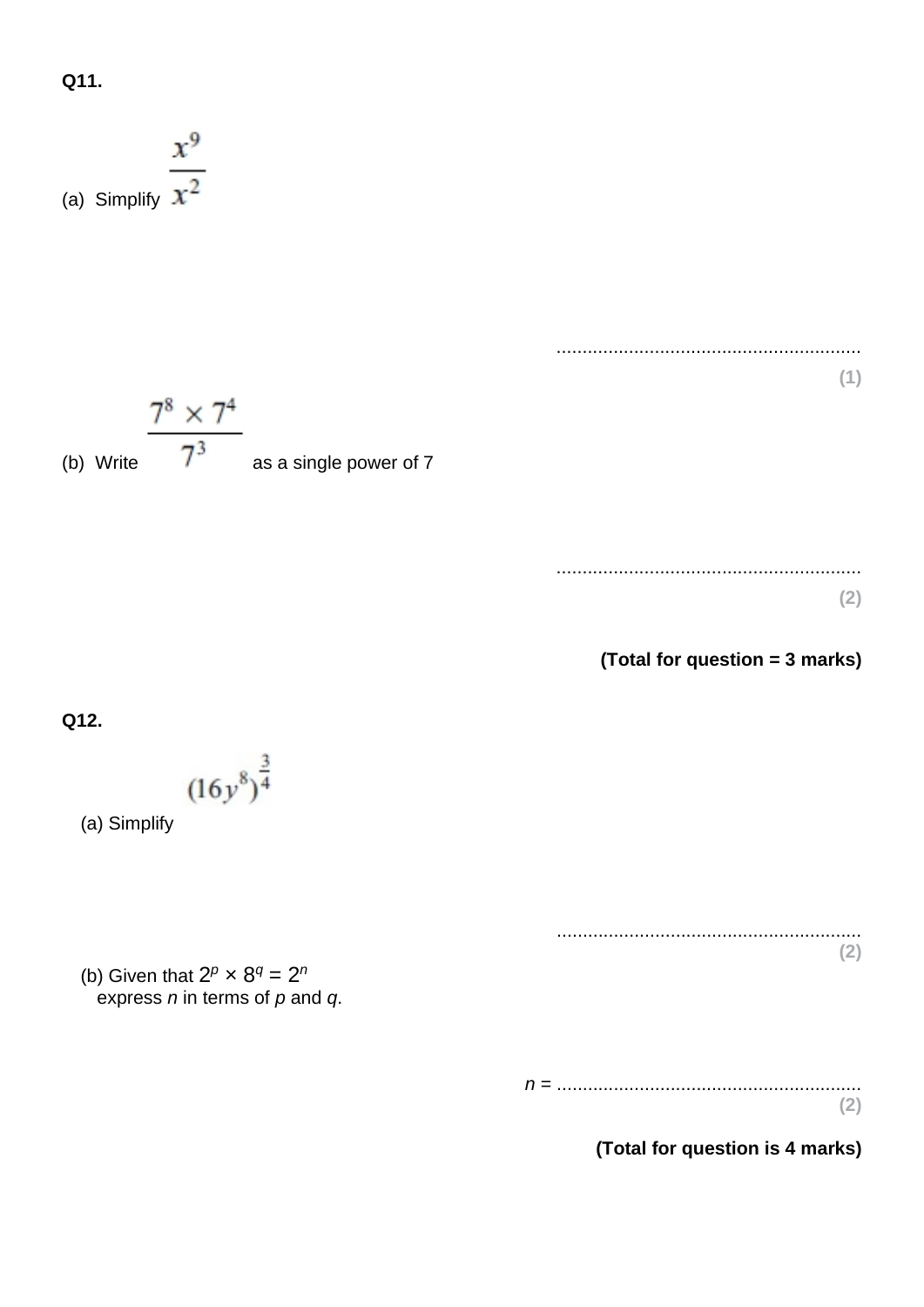**Q11.**

(a) Simplify $\dfrac{x^9}{x^2}$

..........................................................

**(1)**

(b) Write $\dfrac{7^8 \times 7^4}{7^3}$ as a single power of 7

..........................................................

**(2)**

**(Total for question = 3 marks)**

**Q12.**

(a) Simplify $(16y^8)^{\frac{3}{4}}$

..........................................................

**(2)**

(b) Given that $2^p \times 8^q = 2^n$
express $n$ in terms of $p$ and $q$.

$n$ = ..........................................................

**(2)**

**(Total for question is 4 marks)**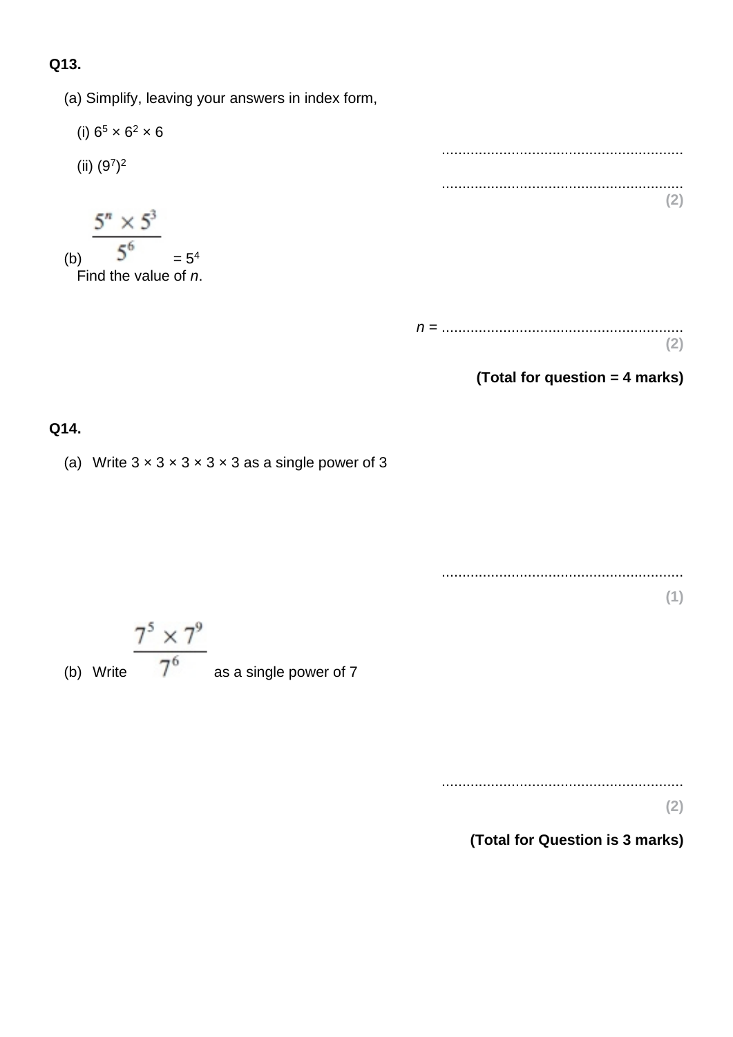**Q13.**

(a) Simplify, leaving your answers in index form,

(i) $6^5 \times 6^2 \times 6$

..........................................................

(ii) $(9^7)^2$

..........................................................

**(2)**

(b) $\dfrac{5^n \times 5^3}{5^6} = 5^4$

Find the value of $n$.

$n$ = ..........................................................

**(2)**

**(Total for question = 4 marks)**

**Q14.**

(a) Write $3 \times 3 \times 3 \times 3 \times 3$ as a single power of 3

..........................................................

**(1)**

(b) Write $\dfrac{7^5 \times 7^9}{7^6}$ as a single power of 7

..........................................................

**(2)**

**(Total for Question is 3 marks)**